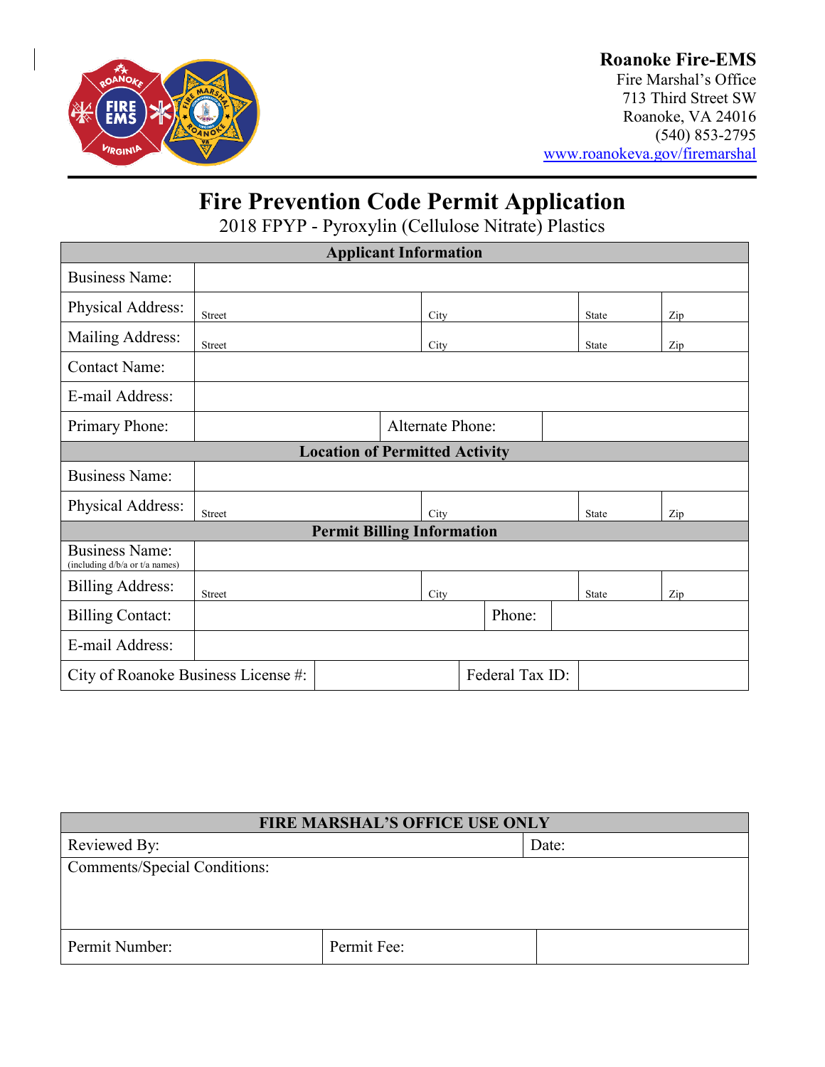**Roanoke Fire-EMS**
Fire Marshal's Office
713 Third Street SW
Roanoke, VA 24016
(540) 853-2795
www.roanokeva.gov/firemarshal

# Fire Prevention Code Permit Application

## 2018 FPYP - Pyroxylin (Cellulose Nitrate) Plastics

| Applicant Information | | | | |
|---|---|---|---|---|
| Business Name: | | | | |
| Physical Address: | Street | City | State | Zip |
| Mailing Address: | Street | City | State | Zip |
| Contact Name: | | | | |
| E-mail Address: | | | | |
| Primary Phone: | | Alternate Phone: | | |
| **Location of Permitted Activity** | | | | |
| Business Name: | | | | |
| Physical Address: | Street | City | State | Zip |
| **Permit Billing Information** | | | | |
| Business Name: (including d/b/a or t/a names) | | | | |
| Billing Address: | Street | City | State | Zip |
| Billing Contact: | | Phone: | | |
| E-mail Address: | | | | |
| City of Roanoke Business License #: | | Federal Tax ID: | | |

| FIRE MARSHAL'S OFFICE USE ONLY | | |
|---|---|---|
| Reviewed By: | | Date: |
| Comments/Special Conditions: | | |
| Permit Number: | Permit Fee: | |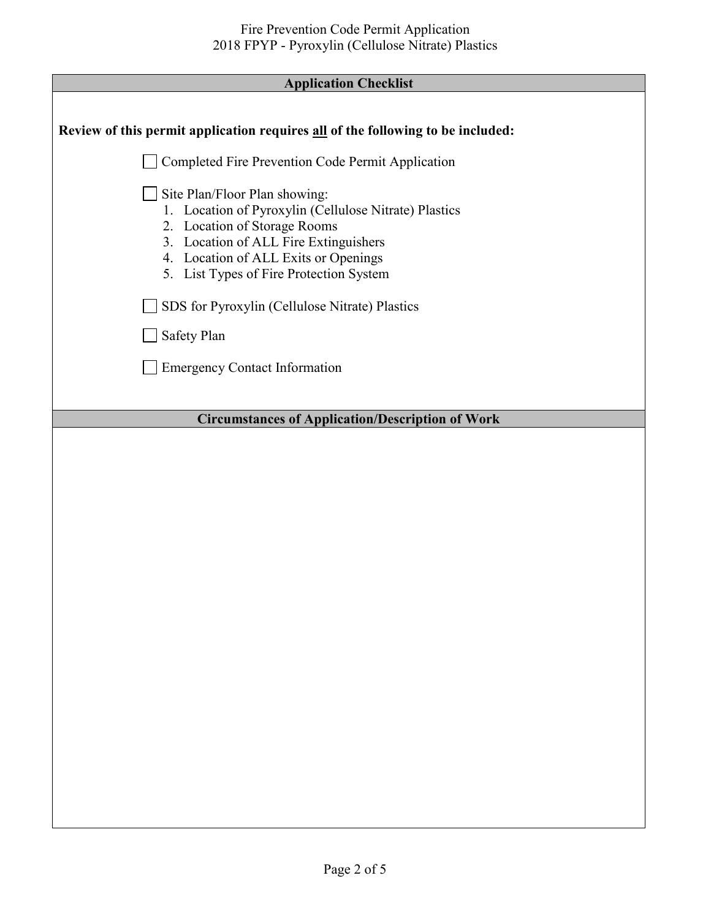## Application Checklist

**Review of this permit application requires all of the following to be included:**

- [ ] Completed Fire Prevention Code Permit Application
- [ ] Site Plan/Floor Plan showing:
  1. Location of Pyroxylin (Cellulose Nitrate) Plastics
  2. Location of Storage Rooms
  3. Location of ALL Fire Extinguishers
  4. Location of ALL Exits or Openings
  5. List Types of Fire Protection System
- [ ] SDS for Pyroxylin (Cellulose Nitrate) Plastics
- [ ] Safety Plan
- [ ] Emergency Contact Information

## Circumstances of Application/Description of Work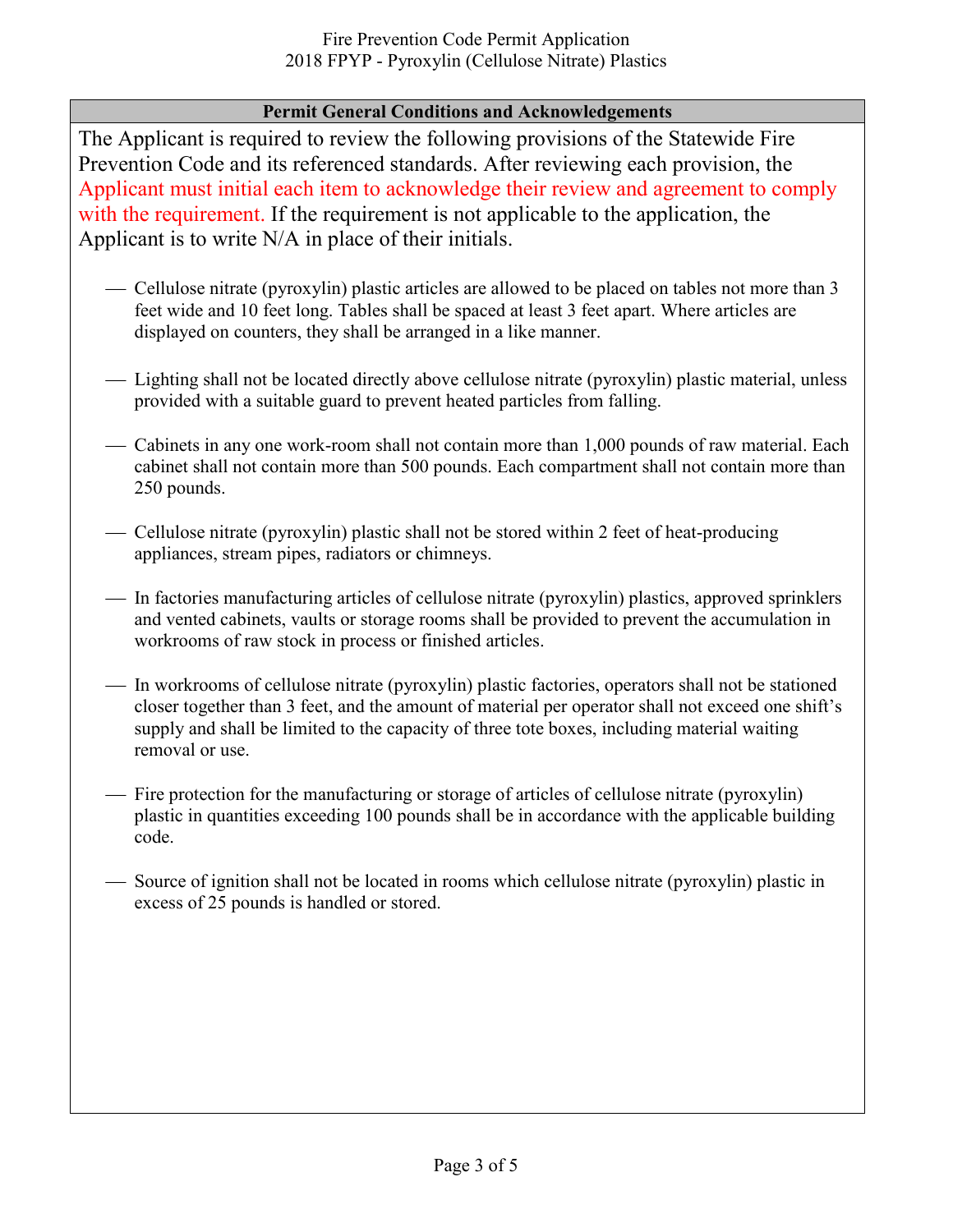Fire Prevention Code Permit Application
2018 FPYP - Pyroxylin (Cellulose Nitrate) Plastics

## Permit General Conditions and Acknowledgements

The Applicant is required to review the following provisions of the Statewide Fire Prevention Code and its referenced standards. After reviewing each provision, the Applicant must initial each item to acknowledge their review and agreement to comply with the requirement. If the requirement is not applicable to the application, the Applicant is to write N/A in place of their initials.

___ Cellulose nitrate (pyroxylin) plastic articles are allowed to be placed on tables not more than 3 feet wide and 10 feet long. Tables shall be spaced at least 3 feet apart. Where articles are displayed on counters, they shall be arranged in a like manner.

___ Lighting shall not be located directly above cellulose nitrate (pyroxylin) plastic material, unless provided with a suitable guard to prevent heated particles from falling.

___ Cabinets in any one work-room shall not contain more than 1,000 pounds of raw material. Each cabinet shall not contain more than 500 pounds. Each compartment shall not contain more than 250 pounds.

___ Cellulose nitrate (pyroxylin) plastic shall not be stored within 2 feet of heat-producing appliances, stream pipes, radiators or chimneys.

___ In factories manufacturing articles of cellulose nitrate (pyroxylin) plastics, approved sprinklers and vented cabinets, vaults or storage rooms shall be provided to prevent the accumulation in workrooms of raw stock in process or finished articles.

___ In workrooms of cellulose nitrate (pyroxylin) plastic factories, operators shall not be stationed closer together than 3 feet, and the amount of material per operator shall not exceed one shift's supply and shall be limited to the capacity of three tote boxes, including material waiting removal or use.

___ Fire protection for the manufacturing or storage of articles of cellulose nitrate (pyroxylin) plastic in quantities exceeding 100 pounds shall be in accordance with the applicable building code.

___ Source of ignition shall not be located in rooms which cellulose nitrate (pyroxylin) plastic in excess of 25 pounds is handled or stored.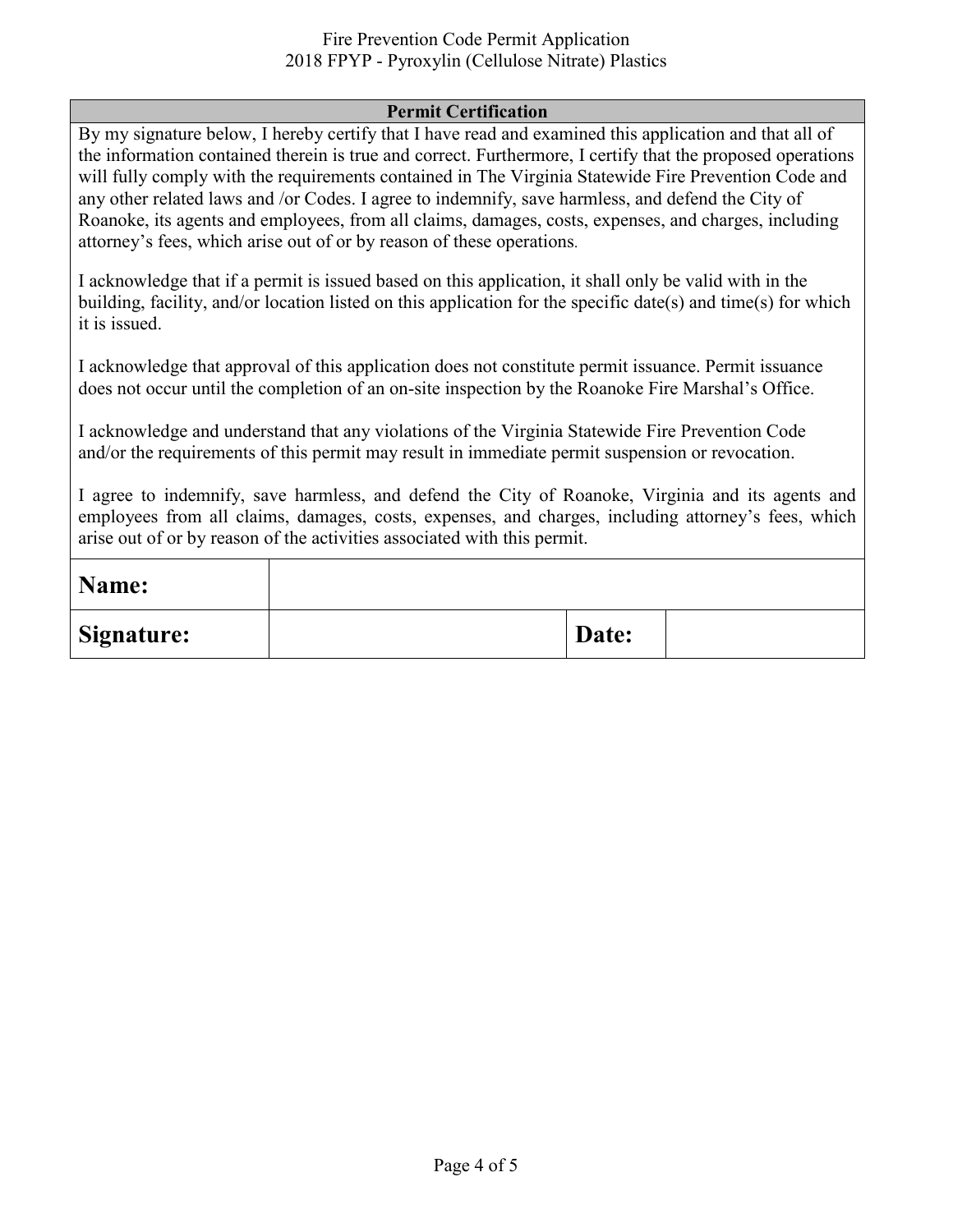## Permit Certification

By my signature below, I hereby certify that I have read and examined this application and that all of the information contained therein is true and correct. Furthermore, I certify that the proposed operations will fully comply with the requirements contained in The Virginia Statewide Fire Prevention Code and any other related laws and /or Codes. I agree to indemnify, save harmless, and defend the City of Roanoke, its agents and employees, from all claims, damages, costs, expenses, and charges, including attorney's fees, which arise out of or by reason of these operations.

I acknowledge that if a permit is issued based on this application, it shall only be valid with in the building, facility, and/or location listed on this application for the specific date(s) and time(s) for which it is issued.

I acknowledge that approval of this application does not constitute permit issuance. Permit issuance does not occur until the completion of an on-site inspection by the Roanoke Fire Marshal's Office.

I acknowledge and understand that any violations of the Virginia Statewide Fire Prevention Code and/or the requirements of this permit may result in immediate permit suspension or revocation.

I agree to indemnify, save harmless, and defend the City of Roanoke, Virginia and its agents and employees from all claims, damages, costs, expenses, and charges, including attorney's fees, which arise out of or by reason of the activities associated with this permit.

| **Name:** | | | |
|---|---|---|---|
| **Signature:** | | **Date:** | |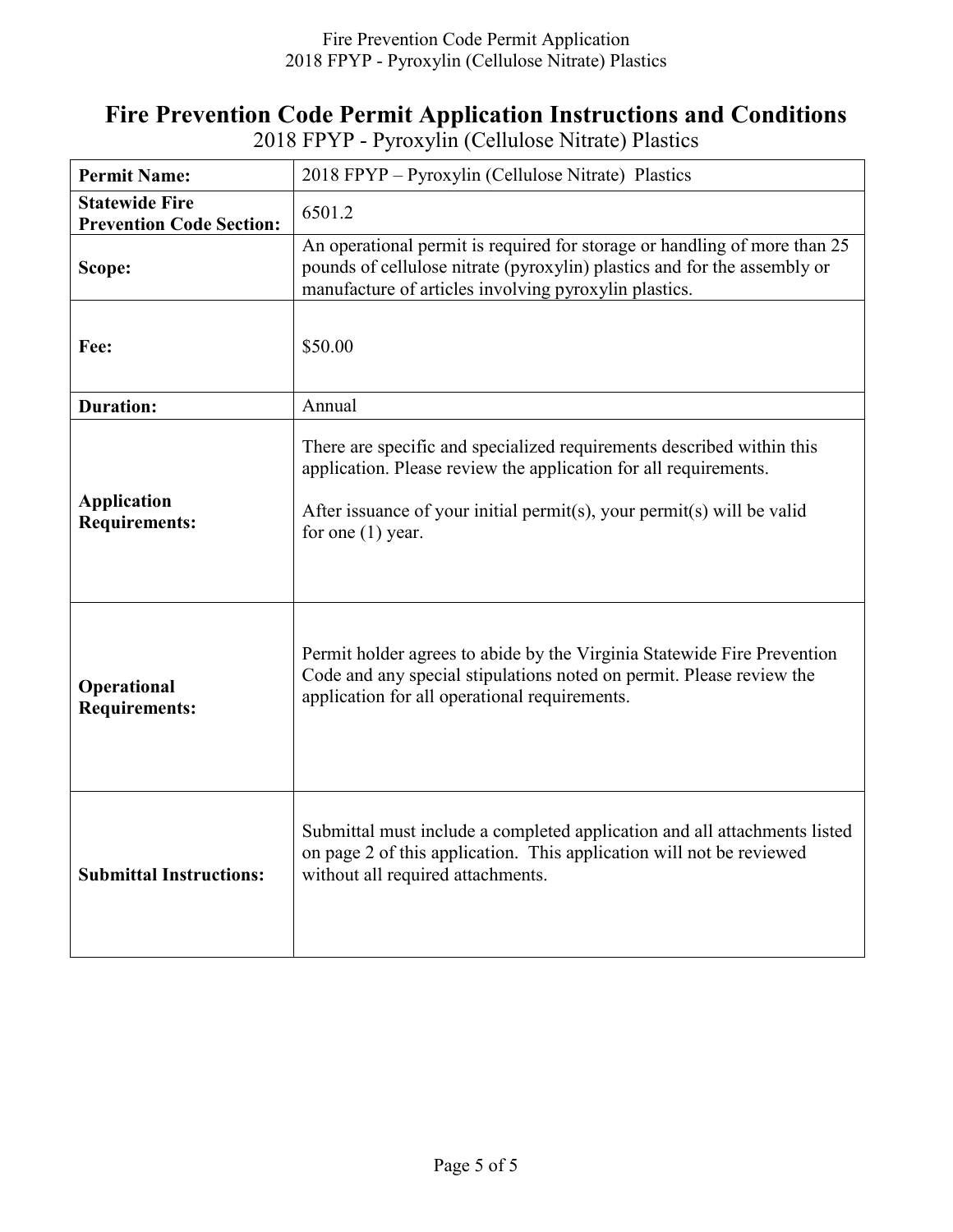# Fire Prevention Code Permit Application Instructions and Conditions

2018 FPYP - Pyroxylin (Cellulose Nitrate) Plastics

| | |
|---|---|
| **Permit Name:** | 2018 FPYP – Pyroxylin (Cellulose Nitrate) Plastics |
| **Statewide Fire Prevention Code Section:** | 6501.2 |
| **Scope:** | An operational permit is required for storage or handling of more than 25 pounds of cellulose nitrate (pyroxylin) plastics and for the assembly or manufacture of articles involving pyroxylin plastics. |
| **Fee:** | $50.00 |
| **Duration:** | Annual |
| **Application Requirements:** | There are specific and specialized requirements described within this application. Please review the application for all requirements.<br><br>After issuance of your initial permit(s), your permit(s) will be valid for one (1) year. |
| **Operational Requirements:** | Permit holder agrees to abide by the Virginia Statewide Fire Prevention Code and any special stipulations noted on permit. Please review the application for all operational requirements. |
| **Submittal Instructions:** | Submittal must include a completed application and all attachments listed on page 2 of this application. This application will not be reviewed without all required attachments. |